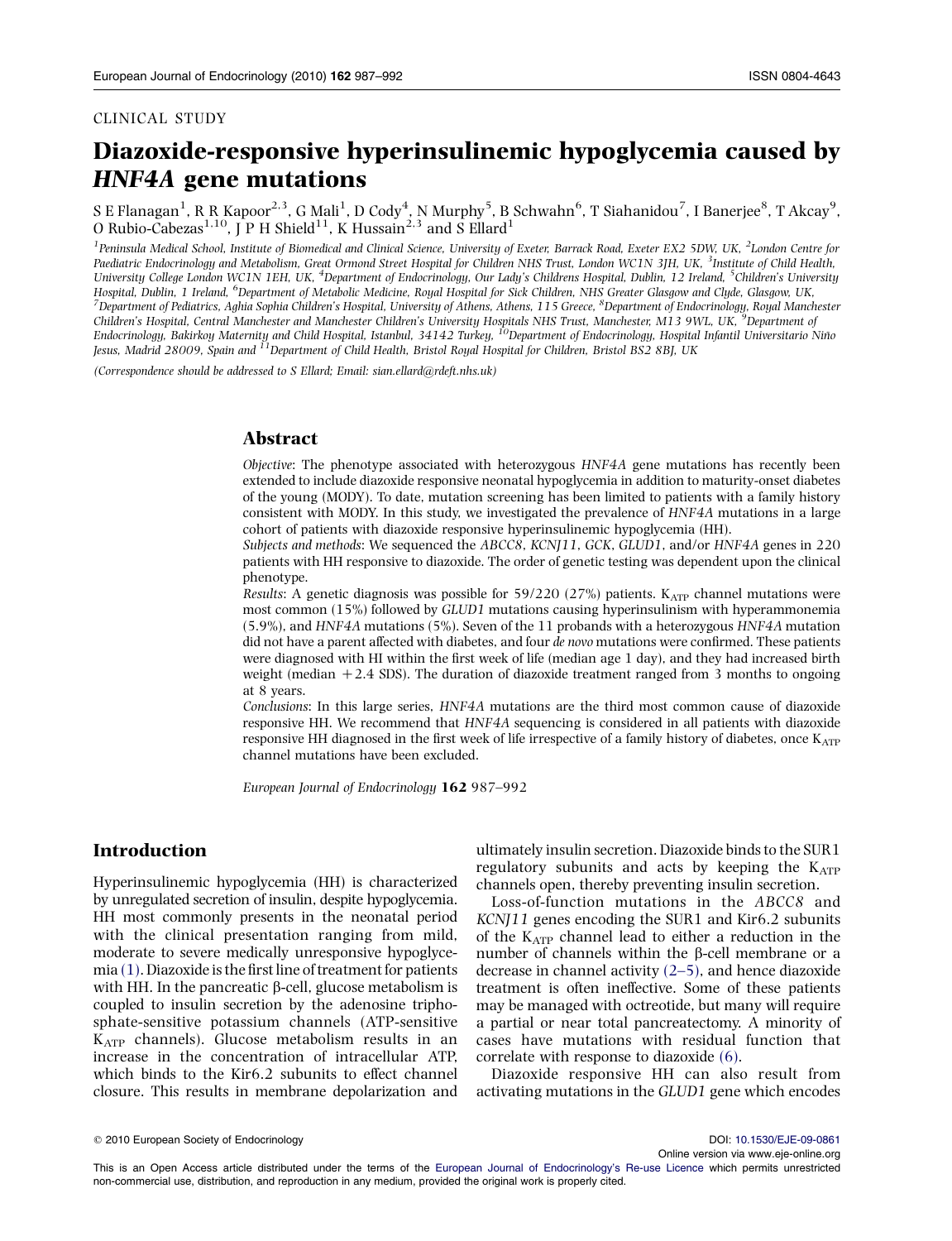CLINICAL STUDY

# Diazoxide-responsive hyperinsulinemic hypoglycemia caused by *HNF4A* gene mutations

S E Flanagan[1], R R Kapoor[2,3], G Mali[1], D Cody[4], N Murphy[5], B Schwahn[6], T Siahanidou[7], I Banerjee[8], T Akcay[9], O Rubio-Cabezas[1,10], J P H Shield[11], K Hussain[2,3] and S Ellard[1]

[1]Peninsula Medical School, Institute of Biomedical and Clinical Science, University of Exeter, Barrack Road, Exeter EX2 5DW, UK, [2]London Centre for Paediatric Endocrinology and Metabolism, Great Ormond Street Hospital for Children NHS Trust, London WC1N 3JH, UK, [3]Institute of Child Health, University College London WC1N 1EH, UK, [4]Department of Endocrinology, Our Lady's Childrens Hospital, Dublin, 12 Ireland, [5]Children's University Hospital, Dublin, 1 Ireland, [6]Department of Metabolic Medicine, Royal Hospital for Sick Children, NHS Greater Glasgow and Clyde, Glasgow, UK, [7]Department of Pediatrics, Aghia Sophia Children's Hospital, University of Athens, Athens, 115 Greece, [8]Department of Endocrinology, Royal Manchester Children's Hospital, Central Manchester and Manchester Children's University Hospitals NHS Trust, Manchester, M13 9WL, UK, [9]Department of Endocrinology, Bakirkoy Maternity and Child Hospital, Istanbul, 34142 Turkey, [10]Department of Endocrinology, Hospital Infantil Universitario Niño Jesus, Madrid 28009, Spain and [11]Department of Child Health, Bristol Royal Hospital for Children, Bristol BS2 8BJ, UK

(Correspondence should be addressed to S Ellard; Email: sian.ellard@rdeft.nhs.uk)

## Abstract

*Objective*: The phenotype associated with heterozygous *HNF4A* gene mutations has recently been extended to include diazoxide responsive neonatal hypoglycemia in addition to maturity-onset diabetes of the young (MODY). To date, mutation screening has been limited to patients with a family history consistent with MODY. In this study, we investigated the prevalence of *HNF4A* mutations in a large cohort of patients with diazoxide responsive hyperinsulinemic hypoglycemia (HH).

*Subjects and methods*: We sequenced the *ABCC8*, *KCNJ11*, *GCK*, *GLUD1*, and/or *HNF4A* genes in 220 patients with HH responsive to diazoxide. The order of genetic testing was dependent upon the clinical phenotype.

*Results*: A genetic diagnosis was possible for 59/220 (27%) patients. $K_{ATP}$ channel mutations were most common (15%) followed by *GLUD1* mutations causing hyperinsulinism with hyperammonemia (5.9%), and *HNF4A* mutations (5%). Seven of the 11 probands with a heterozygous *HNF4A* mutation did not have a parent affected with diabetes, and four *de novo* mutations were confirmed. These patients were diagnosed with HI within the first week of life (median age 1 day), and they had increased birth weight (median +2.4 SDS). The duration of diazoxide treatment ranged from 3 months to ongoing at 8 years.

*Conclusions*: In this large series, *HNF4A* mutations are the third most common cause of diazoxide responsive HH. We recommend that *HNF4A* sequencing is considered in all patients with diazoxide responsive HH diagnosed in the first week of life irrespective of a family history of diabetes, once $K_{ATP}$ channel mutations have been excluded.

*European Journal of Endocrinology* **162** 987–992

## Introduction

Hyperinsulinemic hypoglycemia (HH) is characterized by unregulated secretion of insulin, despite hypoglycemia. HH most commonly presents in the neonatal period with the clinical presentation ranging from mild, moderate to severe medically unresponsive hypoglycemia (1). Diazoxide is the first line of treatment for patients with HH. In the pancreatic β-cell, glucose metabolism is coupled to insulin secretion by the adenosine triphosphate-sensitive potassium channels (ATP-sensitive $K_{ATP}$ channels). Glucose metabolism results in an increase in the concentration of intracellular ATP, which binds to the Kir6.2 subunits to effect channel closure. This results in membrane depolarization and ultimately insulin secretion. Diazoxide binds to the SUR1 regulatory subunits and acts by keeping the $K_{ATP}$ channels open, thereby preventing insulin secretion.

Loss-of-function mutations in the *ABCC8* and *KCNJ11* genes encoding the SUR1 and Kir6.2 subunits of the $K_{ATP}$ channel lead to either a reduction in the number of channels within the β-cell membrane or a decrease in channel activity (2–5), and hence diazoxide treatment is often ineffective. Some of these patients may be managed with octreotide, but many will require a partial or near total pancreatectomy. A minority of cases have mutations with residual function that correlate with response to diazoxide (6).

Diazoxide responsive HH can also result from activating mutations in the *GLUD1* gene which encodes

© 2010 European Society of Endocrinology

DOI: 10.1530/EJE-09-0861

Online version via www.eje-online.org

This is an Open Access article distributed under the terms of the European Journal of Endocrinology's Re-use Licence which permits unrestricted non-commercial use, distribution, and reproduction in any medium, provided the original work is properly cited.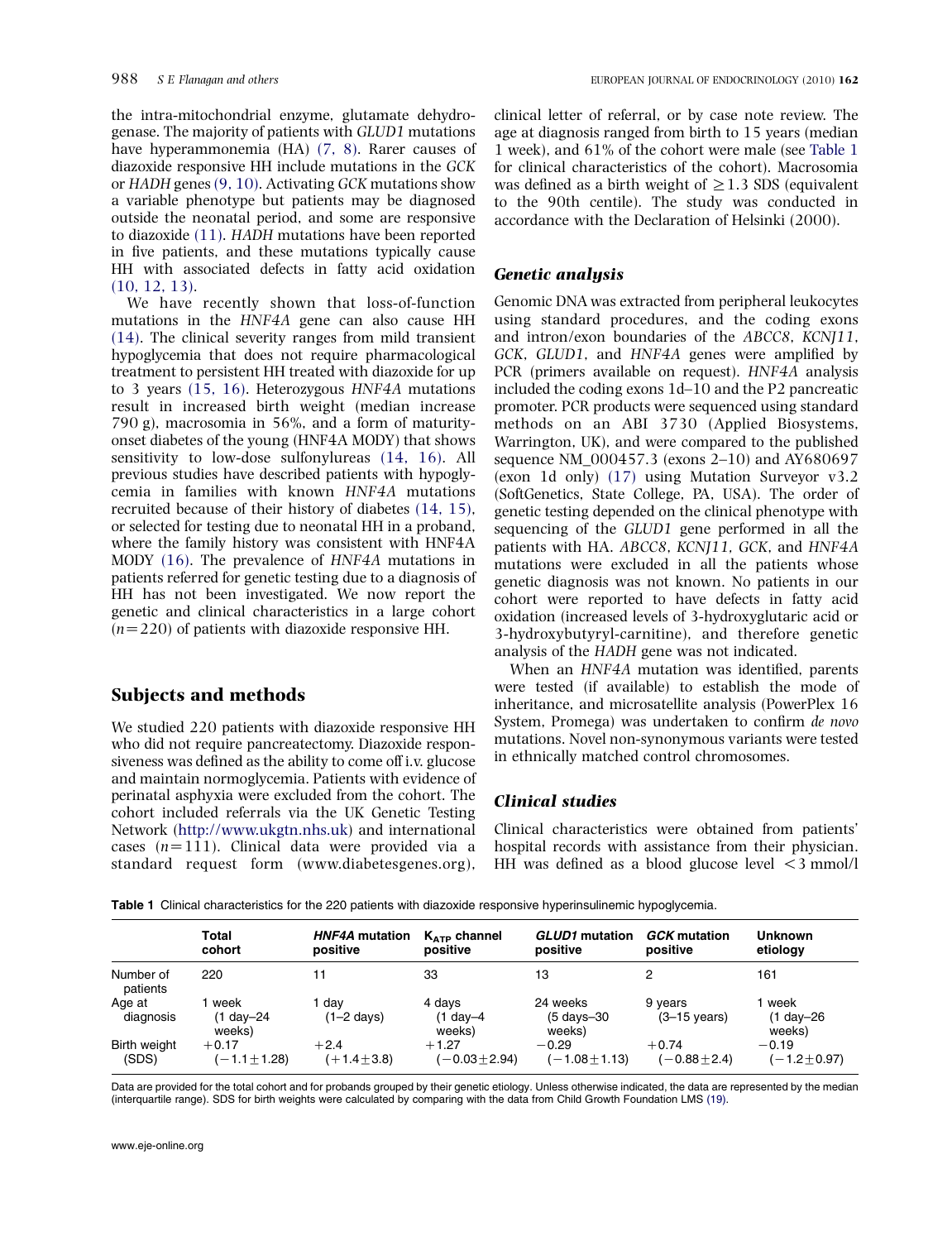the intra-mitochondrial enzyme, glutamate dehydrogenase. The majority of patients with *GLUD1* mutations have hyperammonemia (HA) (7, 8). Rarer causes of diazoxide responsive HH include mutations in the *GCK* or *HADH* genes (9, 10). Activating *GCK* mutations show a variable phenotype but patients may be diagnosed outside the neonatal period, and some are responsive to diazoxide (11). *HADH* mutations have been reported in five patients, and these mutations typically cause HH with associated defects in fatty acid oxidation (10, 12, 13).

We have recently shown that loss-of-function mutations in the *HNF4A* gene can also cause HH (14). The clinical severity ranges from mild transient hypoglycemia that does not require pharmacological treatment to persistent HH treated with diazoxide for up to 3 years (15, 16). Heterozygous *HNF4A* mutations result in increased birth weight (median increase 790 g), macrosomia in 56%, and a form of maturity-onset diabetes of the young (HNF4A MODY) that shows sensitivity to low-dose sulfonylureas (14, 16). All previous studies have described patients with hypoglycemia in families with known *HNF4A* mutations recruited because of their history of diabetes (14, 15), or selected for testing due to neonatal HH in a proband, where the family history was consistent with HNF4A MODY (16). The prevalence of *HNF4A* mutations in patients referred for genetic testing due to a diagnosis of HH has not been investigated. We now report the genetic and clinical characteristics in a large cohort ($n=220$) of patients with diazoxide responsive HH.

## Subjects and methods

We studied 220 patients with diazoxide responsive HH who did not require pancreatectomy. Diazoxide responsiveness was defined as the ability to come off i.v. glucose and maintain normoglycemia. Patients with evidence of perinatal asphyxia were excluded from the cohort. The cohort included referrals via the UK Genetic Testing Network (http://www.ukgtn.nhs.uk) and international cases ($n=111$). Clinical data were provided via a standard request form (www.diabetesgenes.org), clinical letter of referral, or by case note review. The age at diagnosis ranged from birth to 15 years (median 1 week), and 61% of the cohort were male (see Table 1 for clinical characteristics of the cohort). Macrosomia was defined as a birth weight of $\geq 1.3$ SDS (equivalent to the 90th centile). The study was conducted in accordance with the Declaration of Helsinki (2000).

### Genetic analysis

Genomic DNA was extracted from peripheral leukocytes using standard procedures, and the coding exons and intron/exon boundaries of the *ABCC8*, *KCNJ11*, *GCK*, *GLUD1*, and *HNF4A* genes were amplified by PCR (primers available on request). *HNF4A* analysis included the coding exons 1d–10 and the P2 pancreatic promoter. PCR products were sequenced using standard methods on an ABI 3730 (Applied Biosystems, Warrington, UK), and were compared to the published sequence NM_000457.3 (exons 2–10) and AY680697 (exon 1d only) (17) using Mutation Surveyor v3.2 (SoftGenetics, State College, PA, USA). The order of genetic testing depended on the clinical phenotype with sequencing of the *GLUD1* gene performed in all the patients with HA. *ABCC8*, *KCNJ11*, *GCK*, and *HNF4A* mutations were excluded in all the patients whose genetic diagnosis was not known. No patients in our cohort were reported to have defects in fatty acid oxidation (increased levels of 3-hydroxyglutaric acid or 3-hydroxybutyryl-carnitine), and therefore genetic analysis of the *HADH* gene was not indicated.

When an *HNF4A* mutation was identified, parents were tested (if available) to establish the mode of inheritance, and microsatellite analysis (PowerPlex 16 System, Promega) was undertaken to confirm *de novo* mutations. Novel non-synonymous variants were tested in ethnically matched control chromosomes.

### Clinical studies

Clinical characteristics were obtained from patients' hospital records with assistance from their physician. HH was defined as a blood glucose level <3 mmol/l

**Table 1** Clinical characteristics for the 220 patients with diazoxide responsive hyperinsulinemic hypoglycemia.

| | Total cohort | *HNF4A* mutation positive | $K_{ATP}$ channel positive | *GLUD1* mutation positive | *GCK* mutation positive | Unknown etiology |
|---|---|---|---|---|---|---|
| Number of patients | 220 | 11 | 33 | 13 | 2 | 161 |
| Age at diagnosis | 1 week (1 day–24 weeks) | 1 day (1–2 days) | 4 days (1 day–4 weeks) | 24 weeks (5 days–30 weeks) | 9 years (3–15 years) | 1 week (1 day–26 weeks) |
| Birth weight (SDS) | +0.17 (−1.1±1.28) | +2.4 (+1.4±3.8) | +1.27 (−0.03±2.94) | −0.29 (−1.08±1.13) | +0.74 (−0.88±2.4) | −0.19 (−1.2±0.97) |

Data are provided for the total cohort and for probands grouped by their genetic etiology. Unless otherwise indicated, the data are represented by the median (interquartile range). SDS for birth weights were calculated by comparing with the data from Child Growth Foundation LMS (19).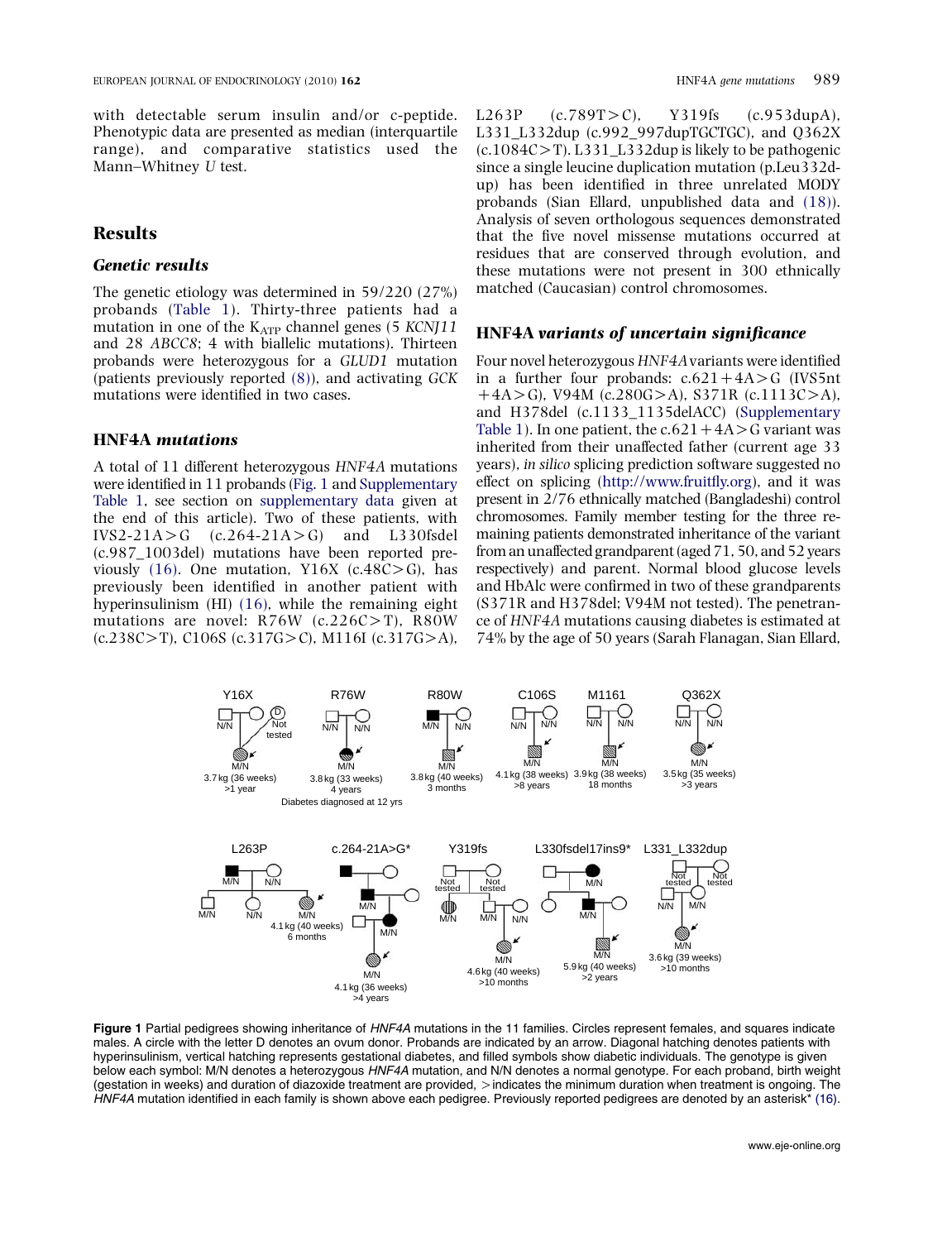with detectable serum insulin and/or c-peptide. Phenotypic data are presented as median (interquartile range), and comparative statistics used the Mann–Whitney *U* test.

## Results

### Genetic results

The genetic etiology was determined in 59/220 (27%) probands (Table 1). Thirty-three patients had a mutation in one of the $K_{ATP}$ channel genes (5 *KCNJ11* and 28 *ABCC8*; 4 with biallelic mutations). Thirteen probands were heterozygous for a *GLUD1* mutation (patients previously reported (8)), and activating *GCK* mutations were identified in two cases.

### HNF4A mutations

A total of 11 different heterozygous *HNF4A* mutations were identified in 11 probands (Fig. 1 and Supplementary Table 1, see section on supplementary data given at the end of this article). Two of these patients, with IVS2-21A>G (c.264-21A>G) and L330fsdel (c.987_1003del) mutations have been reported previously (16). One mutation, Y16X (c.48C>G), has previously been identified in another patient with hyperinsulinism (HI) (16), while the remaining eight mutations are novel: R76W (c.226C>T), R80W (c.238C>T), C106S (c.317G>C), M116I (c.317G>A), L263P (c.789T>C), Y319fs (c.953dupA), L331_L332dup (c.992_997dupTGCTGC), and Q362X (c.1084C>T). L331_L332dup is likely to be pathogenic since a single leucine duplication mutation (p.Leu332dup) has been identified in three unrelated MODY probands (Sian Ellard, unpublished data and (18)). Analysis of seven orthologous sequences demonstrated that the five novel missense mutations occurred at residues that are conserved through evolution, and these mutations were not present in 300 ethnically matched (Caucasian) control chromosomes.

### HNF4A variants of uncertain significance

Four novel heterozygous *HNF4A* variants were identified in a further four probands: c.621+4A>G (IVS5nt +4A>G), V94M (c.280G>A), S371R (c.1113C>A), and H378del (c.1133_1135delACC) (Supplementary Table 1). In one patient, the c.621+4A>G variant was inherited from their unaffected father (current age 33 years), *in silico* splicing prediction software suggested no effect on splicing (http://www.fruitfly.org), and it was present in 2/76 ethnically matched (Bangladeshi) control chromosomes. Family member testing for the three remaining patients demonstrated inheritance of the variant from an unaffected grandparent (aged 71, 50, and 52 years respectively) and parent. Normal blood glucose levels and HbAlc were confirmed in two of these grandparents (S371R and H378del; V94M not tested). The penetrance of *HNF4A* mutations causing diabetes is estimated at 74% by the age of 50 years (Sarah Flanagan, Sian Ellard,

**Figure 1** Partial pedigrees showing inheritance of *HNF4A* mutations in the 11 families. Circles represent females, and squares indicate males. A circle with the letter D denotes an ovum donor. Probands are indicated by an arrow. Diagonal hatching denotes patients with hyperinsulinism, vertical hatching represents gestational diabetes, and filled symbols show diabetic individuals. The genotype is given below each symbol: M/N denotes a heterozygous *HNF4A* mutation, and N/N denotes a normal genotype. For each proband, birth weight (gestation in weeks) and duration of diazoxide treatment are provided, > indicates the minimum duration when treatment is ongoing. The *HNF4A* mutation identified in each family is shown above each pedigree. Previously reported pedigrees are denoted by an asterisk* (16).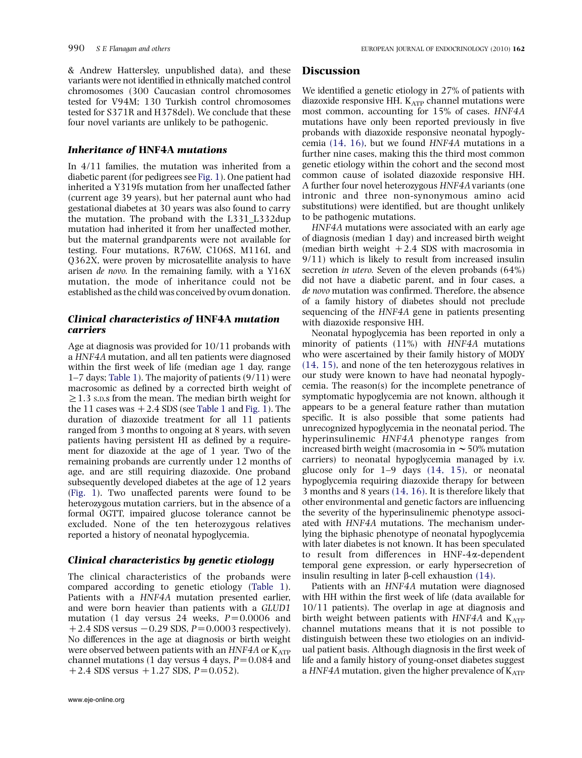& Andrew Hattersley, unpublished data), and these variants were not identified in ethnically matched control chromosomes (300 Caucasian control chromosomes tested for V94M; 130 Turkish control chromosomes tested for S371R and H378del). We conclude that these four novel variants are unlikely to be pathogenic.

### *Inheritance of* HNF4A *mutations*

In 4/11 families, the mutation was inherited from a diabetic parent (for pedigrees see Fig. 1). One patient had inherited a Y319fs mutation from her unaffected father (current age 39 years), but her paternal aunt who had gestational diabetes at 30 years was also found to carry the mutation. The proband with the L331_L332dup mutation had inherited it from her unaffected mother, but the maternal grandparents were not available for testing. Four mutations, R76W, C106S, M116I, and Q362X, were proven by microsatellite analysis to have arisen *de novo*. In the remaining family, with a Y16X mutation, the mode of inheritance could not be established as the child was conceived by ovum donation.

### *Clinical characteristics of* HNF4A *mutation carriers*

Age at diagnosis was provided for 10/11 probands with a *HNF4A* mutation, and all ten patients were diagnosed within the first week of life (median age 1 day, range 1–7 days; Table 1). The majority of patients (9/11) were macrosomic as defined by a corrected birth weight of ≥1.3 S.D.s from the mean. The median birth weight for the 11 cases was +2.4 SDS (see Table 1 and Fig. 1). The duration of diazoxide treatment for all 11 patients ranged from 3 months to ongoing at 8 years, with seven patients having persistent HI as defined by a requirement for diazoxide at the age of 1 year. Two of the remaining probands are currently under 12 months of age, and are still requiring diazoxide. One proband subsequently developed diabetes at the age of 12 years (Fig. 1). Two unaffected parents were found to be heterozygous mutation carriers, but in the absence of a formal OGTT, impaired glucose tolerance cannot be excluded. None of the ten heterozygous relatives reported a history of neonatal hypoglycemia.

### *Clinical characteristics by genetic etiology*

The clinical characteristics of the probands were compared according to genetic etiology (Table 1). Patients with a *HNF4A* mutation presented earlier, and were born heavier than patients with a *GLUD1* mutation (1 day versus 24 weeks, $P=0.0006$ and +2.4 SDS versus −0.29 SDS, $P=0.0003$ respectively). No differences in the age at diagnosis or birth weight were observed between patients with an *HNF4A* or $K_{ATP}$ channel mutations (1 day versus 4 days, $P=0.084$ and +2.4 SDS versus +1.27 SDS, $P=0.052$).

## Discussion

We identified a genetic etiology in 27% of patients with diazoxide responsive HH. $K_{ATP}$ channel mutations were most common, accounting for 15% of cases. *HNF4A* mutations have only been reported previously in five probands with diazoxide responsive neonatal hypoglycemia (14, 16), but we found *HNF4A* mutations in a further nine cases, making this the third most common genetic etiology within the cohort and the second most common cause of isolated diazoxide responsive HH. A further four novel heterozygous *HNF4A* variants (one intronic and three non-synonymous amino acid substitutions) were identified, but are thought unlikely to be pathogenic mutations.

*HNF4A* mutations were associated with an early age of diagnosis (median 1 day) and increased birth weight (median birth weight +2.4 SDS with macrosomia in 9/11) which is likely to result from increased insulin secretion *in utero*. Seven of the eleven probands (64%) did not have a diabetic parent, and in four cases, a *de novo* mutation was confirmed. Therefore, the absence of a family history of diabetes should not preclude sequencing of the *HNF4A* gene in patients presenting with diazoxide responsive HH.

Neonatal hypoglycemia has been reported in only a minority of patients (11%) with *HNF4A* mutations who were ascertained by their family history of MODY (14, 15), and none of the ten heterozygous relatives in our study were known to have had neonatal hypoglycemia. The reason(s) for the incomplete penetrance of symptomatic hypoglycemia are not known, although it appears to be a general feature rather than mutation specific. It is also possible that some patients had unrecognized hypoglycemia in the neonatal period. The hyperinsulinemic *HNF4A* phenotype ranges from increased birth weight (macrosomia in ∼50% mutation carriers) to neonatal hypoglycemia managed by i.v. glucose only for 1–9 days (14, 15), or neonatal hypoglycemia requiring diazoxide therapy for between 3 months and 8 years (14, 16). It is therefore likely that other environmental and genetic factors are influencing the severity of the hyperinsulinemic phenotype associated with *HNF4A* mutations. The mechanism underlying the biphasic phenotype of neonatal hypoglycemia with later diabetes is not known. It has been speculated to result from differences in HNF-4α-dependent temporal gene expression, or early hypersecretion of insulin resulting in later β-cell exhaustion (14).

Patients with an *HNF4A* mutation were diagnosed with HH within the first week of life (data available for 10/11 patients). The overlap in age at diagnosis and birth weight between patients with *HNF4A* and $K_{ATP}$ channel mutations means that it is not possible to distinguish between these two etiologies on an individual patient basis. Although diagnosis in the first week of life and a family history of young-onset diabetes suggest a *HNF4A* mutation, given the higher prevalence of $K_{ATP}$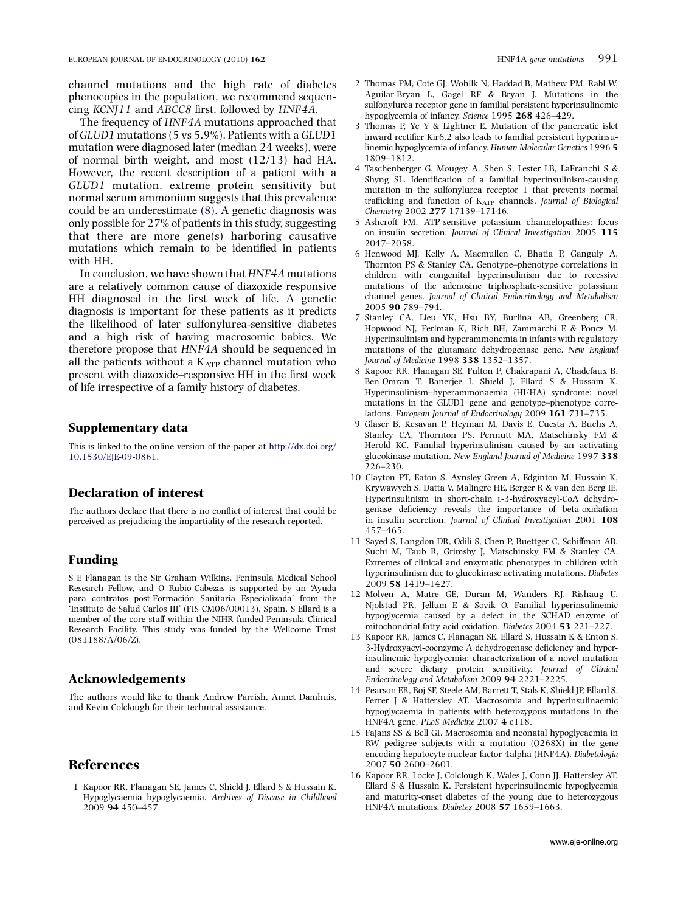channel mutations and the high rate of diabetes phenocopies in the population, we recommend sequencing *KCNJ11* and *ABCC8* first, followed by *HNF4A*.

The frequency of *HNF4A* mutations approached that of *GLUD1* mutations (5 vs 5.9%). Patients with a *GLUD1* mutation were diagnosed later (median 24 weeks), were of normal birth weight, and most (12/13) had HA. However, the recent description of a patient with a *GLUD1* mutation, extreme protein sensitivity but normal serum ammonium suggests that this prevalence could be an underestimate (8). A genetic diagnosis was only possible for 27% of patients in this study, suggesting that there are more gene(s) harboring causative mutations which remain to be identified in patients with HH.

In conclusion, we have shown that *HNF4A* mutations are a relatively common cause of diazoxide responsive HH diagnosed in the first week of life. A genetic diagnosis is important for these patients as it predicts the likelihood of later sulfonylurea-sensitive diabetes and a high risk of having macrosomic babies. We therefore propose that *HNF4A* should be sequenced in all the patients without a $K_{ATP}$ channel mutation who present with diazoxide–responsive HH in the first week of life irrespective of a family history of diabetes.

## Supplementary data

This is linked to the online version of the paper at http://dx.doi.org/10.1530/EJE-09-0861.

## Declaration of interest

The authors declare that there is no conflict of interest that could be perceived as prejudicing the impartiality of the research reported.

## Funding

S E Flanagan is the Sir Graham Wilkins, Peninsula Medical School Research Fellow, and O Rubio-Cabezas is supported by an 'Ayuda para contratos post-Formación Sanitaria Especializada' from the 'Instituto de Salud Carlos III' (FIS CM06/00013), Spain. S Ellard is a member of the core staff within the NIHR funded Peninsula Clinical Research Facility. This study was funded by the Wellcome Trust (081188/A/06/Z).

## Acknowledgements

The authors would like to thank Andrew Parrish, Annet Damhuis, and Kevin Colclough for their technical assistance.

## References

1 Kapoor RR, Flanagan SE, James C, Shield J, Ellard S & Hussain K. Hypoglycaemia hypoglycaemia. *Archives of Disease in Childhood* 2009 **94** 450–457.

2 Thomas PM, Cote GJ, Wohllk N, Haddad B, Mathew PM, Rabl W, Aguilar-Bryan L, Gagel RF & Bryan J. Mutations in the sulfonylurea receptor gene in familial persistent hyperinsulinemic hypoglycemia of infancy. *Science* 1995 **268** 426–429.

3 Thomas P, Ye Y & Lightner E. Mutation of the pancreatic islet inward rectifier Kir6.2 also leads to familial persistent hyperinsulinemic hypoglycemia of infancy. *Human Molecular Genetics* 1996 **5** 1809–1812.

4 Taschenberger G, Mougey A, Shen S, Lester LB, LaFranchi S & Shyng SL. Identification of a familial hyperinsulinism-causing mutation in the sulfonylurea receptor 1 that prevents normal trafficking and function of $K_{ATP}$ channels. *Journal of Biological Chemistry* 2002 **277** 17139–17146.

5 Ashcroft FM. ATP-sensitive potassium channelopathies: focus on insulin secretion. *Journal of Clinical Investigation* 2005 **115** 2047–2058.

6 Henwood MJ, Kelly A, Macmullen C, Bhatia P, Ganguly A, Thornton PS & Stanley CA. Genotype–phenotype correlations in children with congenital hyperinsulinism due to recessive mutations of the adenosine triphosphate-sensitive potassium channel genes. *Journal of Clinical Endocrinology and Metabolism* 2005 **90** 789–794.

7 Stanley CA, Lieu YK, Hsu BY, Burlina AB, Greenberg CR, Hopwood NJ, Perlman K, Rich BH, Zammarchi E & Poncz M. Hyperinsulinism and hyperammonemia in infants with regulatory mutations of the glutamate dehydrogenase gene. *New England Journal of Medicine* 1998 **338** 1352–1357.

8 Kapoor RR, Flanagan SE, Fulton P, Chakrapani A, Chadefaux B, Ben-Omran T, Banerjee I, Shield J, Ellard S & Hussain K. Hyperinsulinism–hyperammonaemia (HI/HA) syndrome: novel mutations in the GLUD1 gene and genotype–phenotype correlations. *European Journal of Endocrinology* 2009 **161** 731–735.

9 Glaser B, Kesavan P, Heyman M, Davis E, Cuesta A, Buchs A, Stanley CA, Thornton PS, Permutt MA, Matschinsky FM & Herold KC. Familial hyperinsulinism caused by an activating glucokinase mutation. *New England Journal of Medicine* 1997 **338** 226–230.

10 Clayton PT, Eaton S, Aynsley-Green A, Edginton M, Hussain K, Krywawych S, Datta V, Malingre HE, Berger R & van den Berg IE. Hyperinsulinism in short-chain L-3-hydroxyacyl-CoA dehydrogenase deficiency reveals the importance of beta-oxidation in insulin secretion. *Journal of Clinical Investigation* 2001 **108** 457–465.

11 Sayed S, Langdon DR, Odili S, Chen P, Buettger C, Schiffman AB, Suchi M, Taub R, Grimsby J, Matschinsky FM & Stanley CA. Extremes of clinical and enzymatic phenotypes in children with hyperinsulinism due to glucokinase activating mutations. *Diabetes* 2009 **58** 1419–1427.

12 Molven A, Matre GE, Duran M, Wanders RJ, Rishaug U, Njolstad PR, Jellum E & Sovik O. Familial hyperinsulinemic hypoglycemia caused by a defect in the SCHAD enzyme of mitochondrial fatty acid oxidation. *Diabetes* 2004 **53** 221–227.

13 Kapoor RR, James C, Flanagan SE, Ellard S, Hussain K & Eaton S. 3-Hydroxyacyl-coenzyme A dehydrogenase deficiency and hyperinsulinemic hypoglycemia: characterization of a novel mutation and severe dietary protein sensitivity. *Journal of Clinical Endocrinology and Metabolism* 2009 **94** 2221–2225.

14 Pearson ER, Boj SF, Steele AM, Barrett T, Stals K, Shield JP, Ellard S, Ferrer J & Hattersley AT. Macrosomia and hyperinsulinaemic hypoglycaemia in patients with heterozygous mutations in the HNF4A gene. *PLoS Medicine* 2007 **4** e118.

15 Fajans SS & Bell GI. Macrosomia and neonatal hypoglycaemia in RW pedigree subjects with a mutation (Q268X) in the gene encoding hepatocyte nuclear factor 4alpha (HNF4A). *Diabetologia* 2007 **50** 2600–2601.

16 Kapoor RR, Locke J, Colclough K, Wales J, Conn JJ, Hattersley AT, Ellard S & Hussain K. Persistent hyperinsulinemic hypoglycemia and maturity-onset diabetes of the young due to heterozygous HNF4A mutations. *Diabetes* 2008 **57** 1659–1663.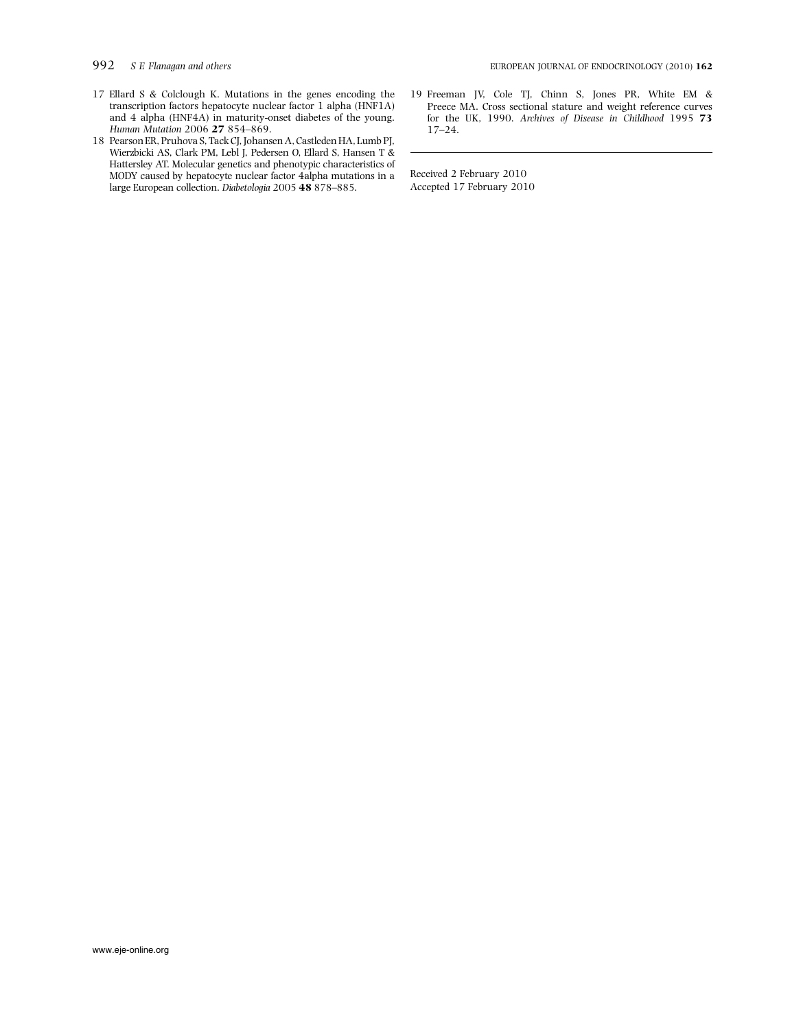17 Ellard S & Colclough K. Mutations in the genes encoding the transcription factors hepatocyte nuclear factor 1 alpha (HNF1A) and 4 alpha (HNF4A) in maturity-onset diabetes of the young. *Human Mutation* 2006 **27** 854–869.

18 Pearson ER, Pruhova S, Tack CJ, Johansen A, Castleden HA, Lumb PJ, Wierzbicki AS, Clark PM, Lebl J, Pedersen O, Ellard S, Hansen T & Hattersley AT. Molecular genetics and phenotypic characteristics of MODY caused by hepatocyte nuclear factor 4alpha mutations in a large European collection. *Diabetologia* 2005 **48** 878–885.

19 Freeman JV, Cole TJ, Chinn S, Jones PR, White EM & Preece MA. Cross sectional stature and weight reference curves for the UK, 1990. *Archives of Disease in Childhood* 1995 **73** 17–24.

---

Received 2 February 2010
Accepted 17 February 2010